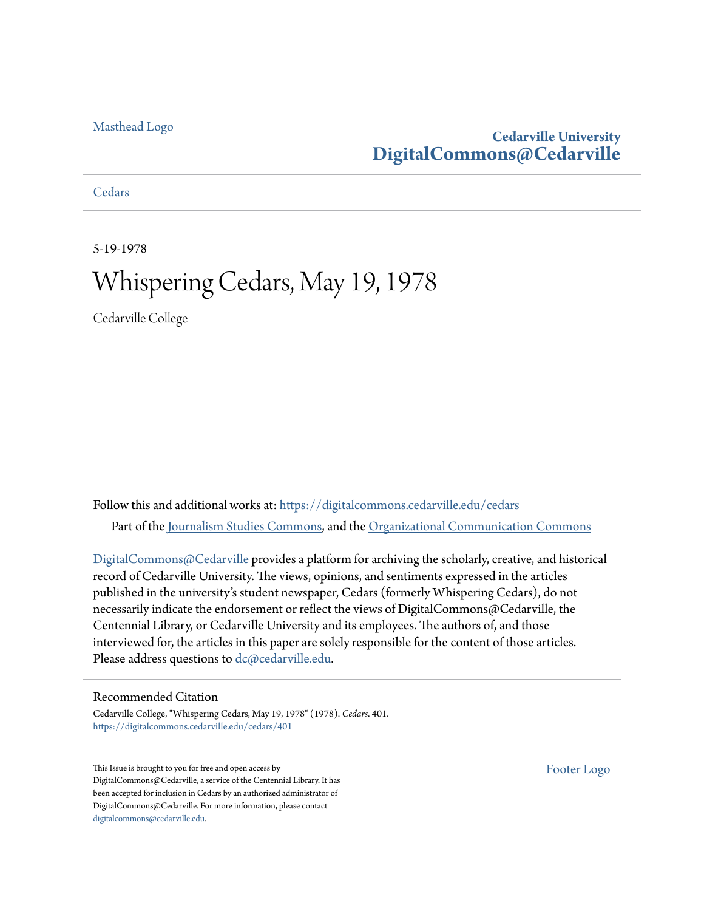Masthead Logo

**Cedarville University**
**DigitalCommons@Cedarville**

Cedars

5-19-1978

# Whispering Cedars, May 19, 1978

Cedarville College

Follow this and additional works at: https://digitalcommons.cedarville.edu/cedars

Part of the Journalism Studies Commons, and the Organizational Communication Commons

DigitalCommons@Cedarville provides a platform for archiving the scholarly, creative, and historical record of Cedarville University. The views, opinions, and sentiments expressed in the articles published in the university's student newspaper, Cedars (formerly Whispering Cedars), do not necessarily indicate the endorsement or reflect the views of DigitalCommons@Cedarville, the Centennial Library, or Cedarville University and its employees. The authors of, and those interviewed for, the articles in this paper are solely responsible for the content of those articles. Please address questions to dc@cedarville.edu.

## Recommended Citation

Cedarville College, "Whispering Cedars, May 19, 1978" (1978). *Cedars*. 401.
https://digitalcommons.cedarville.edu/cedars/401

This Issue is brought to you for free and open access by DigitalCommons@Cedarville, a service of the Centennial Library. It has been accepted for inclusion in Cedars by an authorized administrator of DigitalCommons@Cedarville. For more information, please contact digitalcommons@cedarville.edu.

Footer Logo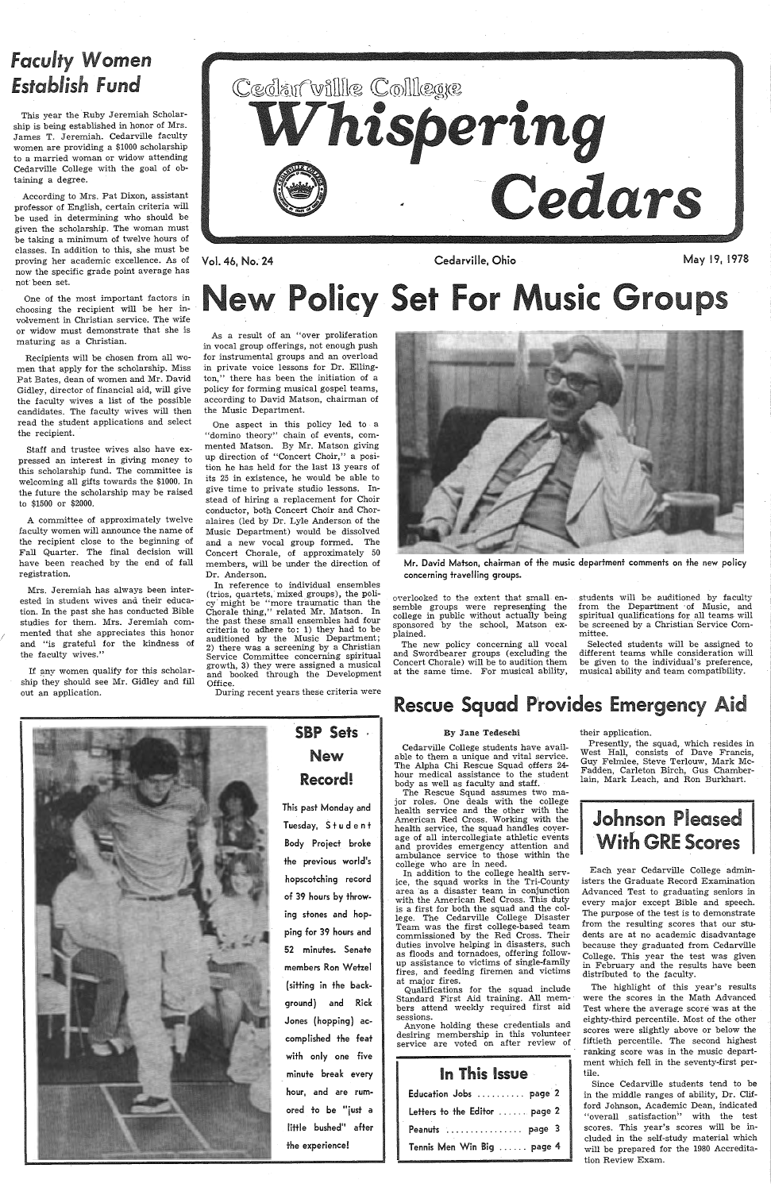# Cedarville College Whispering Cedars

Vol. 46, No. 24 — Cedarville, Ohio — May 19, 1978

## Faculty Women Establish Fund

This year the Ruby Jeremiah Scholarship is being established in honor of Mrs. James T. Jeremiah. Cedarville faculty women are providing a $1000 scholarship to a married woman or widow attending Cedarville College with the goal of obtaining a degree.

According to Mrs. Pat Dixon, assistant professor of English, certain criteria will be used in determining who should be given the scholarship. The woman must be taking a minimum of twelve hours of classes. In addition to this, she must be proving her academic excellence. As of now the specific grade point average has not been set.

One of the most important factors in choosing the recipient will be her involvement in Christian service. The wife or widow must demonstrate that she is maturing as a Christian.

Recipients will be chosen from all women that apply for the scholarship. Miss Pat Bates, dean of women and Mr. David Gidley, director of financial aid, will give the faculty wives a list of the possible candidates. The faculty wives will then read the student applications and select the recipient.

Staff and trustee wives also have expressed an interest in giving money to this scholarship fund. The committee is welcoming all gifts towards the $1000. In the future the scholarship may be raised to $1500 or $2000.

A committee of approximately twelve faculty women will announce the name of the recipient close to the beginning of Fall Quarter. The final decision will have been reached by the end of fall registration.

Mrs. Jeremiah has always been interested in student wives and their education. In the past she has conducted Bible studies for them. Mrs. Jeremiah commented that she appreciates this honor and "is grateful for the kindness of the faculty wives."

If any women qualify for this scholarship they should see Mr. Gidley and fill out an application.

# New Policy Set For Music Groups

As a result of an "over proliferation in vocal group offerings, not enough push for instrumental groups and an overload in private voice lessons for Dr. Ellington," there has been the initiation of a policy for forming musical gospel teams, according to David Matson, chairman of the Music Department.

One aspect in this policy led to a "domino theory" chain of events, commented Matson. By Mr. Matson giving up direction of "Concert Choir," a position he has held for the last 13 years of its 25 in existence, he would be able to give time to private studio lessons. Instead of hiring a replacement for Choir conductor, both Concert Choir and Choralaires (led by Dr. Lyle Anderson of the Music Department) would be dissolved and a new vocal group formed. The Concert Chorale, of approximately 50 members, will be under the direction of Dr. Anderson.

In reference to individual ensembles (trios, quartets, mixed groups), the policy might be "more traumatic than the Chorale thing," related Mr. Matson. In the past these small ensembles had four criteria to adhere to: 1) they had to be auditioned by the Music Department; 2) there was a screening by a Christian Service Committee concerning spiritual growth, 3) they were assigned a musical and booked through the Development Office.

During recent years these criteria were overlooked to the extent that small ensemble groups were representing the college in public without actually being sponsored by the school, Matson explained.

The new policy concerning all vocal and Swordbearer groups (excluding the Concert Chorale) will be to audition them at the same time. For musical ability, students will be auditioned by faculty from the Department of Music, and spiritual qualifications for all teams will be screened by a Christian Service Committee.

Selected students will be assigned to different teams while consideration will be given to the individual's preference, musical ability and team compatibility.

Mr. David Matson, chairman of the music department comments on the new policy concerning travelling groups.

## SBP Sets New Record!

This past Monday and Tuesday, Student Body Project broke the previous world's hopscotching record of 39 hours by throwing stones and hopping for 39 hours and 52 minutes. Senate members Ron Wetzel (sitting in the background) and Rick Jones (hopping) accomplished the feat with only one five minute break every hour, and are rumored to be "just a little bushed" after the experience!

## Rescue Squad Provides Emergency Aid

By Jane Tedeschi

Cedarville College students have available to them a unique and vital service. The Alpha Chi Rescue Squad offers 24-hour medical assistance to the student body as well as faculty and staff.

The Rescue Squad assumes two major roles. One deals with the college health service and the other with the American Red Cross. Working with the health service, the squad handles coverage of all intercollegiate athletic events and provides emergency attention and ambulance service to those within the college who are in need.

In addition to the college health service, the squad works in the Tri-County area as a disaster team in conjunction with the American Red Cross. This duty is a first for both the squad and the college. The Cedarville College Disaster Team was the first college-based team commissioned by the Red Cross. Their duties involve helping in disasters, such as floods and tornadoes, offering follow-up assistance to victims of single-family fires, and feeding firemen and victims at major fires.

Qualifications for the squad include Standard First Aid training. All members attend weekly required first aid sessions.

Anyone holding these credentials and desiring membership in this volunteer service are voted on after review of their application.

Presently, the squad, which resides in West Hall, consists of Dave Francis, Guy Felmlee, Steve Terlouw, Mark McFadden, Carleton Birch, Gus Chamberlain, Mark Leach, and Ron Burkhart.

### In This Issue

| | |
|---|---|
| Education Jobs | page 2 |
| Letters to the Editor | page 2 |
| Peanuts | page 3 |
| Tennis Men Win Big | page 4 |

## Johnson Pleased With GRE Scores

Each year Cedarville College administers the Graduate Record Examination Advanced Test to graduating seniors in every major except Bible and speech. The purpose of the test is to demonstrate from the resulting scores that our students are at no academic disadvantage because they graduated from Cedarville College. This year the test was given in February and the results have been distributed to the faculty.

The highlight of this year's results were the scores in the Math Advanced Test where the average score was at the eighty-third percentile. Most of the other scores were slightly above or below the fiftieth percentile. The second highest ranking score was in the music department which fell in the seventy-first percentile.

Since Cedarville students tend to be in the middle ranges of ability, Dr. Clifford Johnson, Academic Dean, indicated "overall satisfaction" with the test scores. This year's scores will be included in the self-study material which will be prepared for the 1980 Accreditation Review Exam.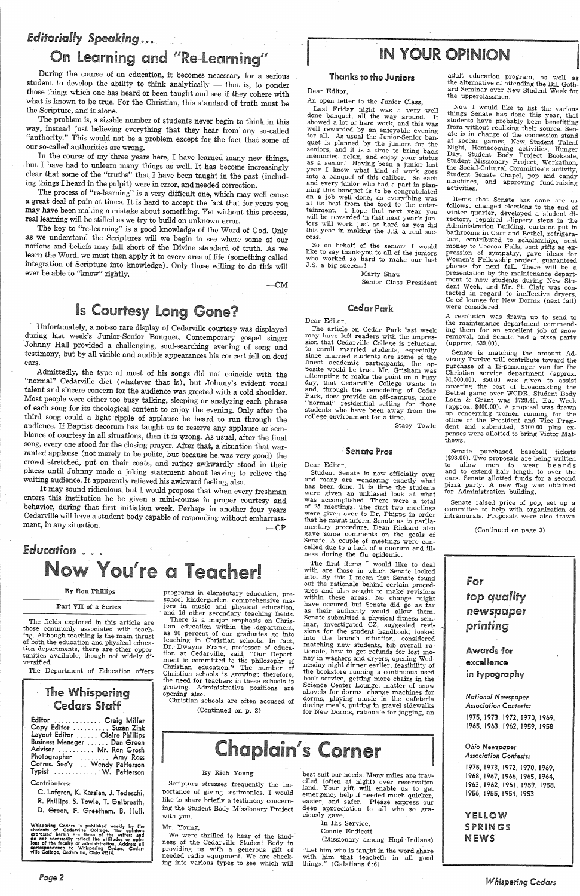## Editorially Speaking...

# On Learning and "Re-Learning"

During the course of an education, it becomes necessary for a serious student to develop the ability to think analytically — that is, to ponder those things which one has heard or been taught and see if they cohere with what is known to be true. For the Christian, this standard of truth must be the Scripture, and it alone.

The problem is, a sizable number of students never begin to think in this way, instead just believing everything that they hear from any so-called "authority." This would not be a problem except for the fact that some of our so-called authorities are wrong.

In the course of my three years here, I have learned many new things, but I have had to unlearn many things as well. It has become increasingly clear that some of the "truths" that I have been taught in the past (including things I heard in the pulpit) were in error, and needed correction.

The process of "re-learning" is a very difficult one, which may well cause a great deal of pain at times. It is hard to accept the fact that for years you may have been making a mistake about something. Yet without this process, real learning will be stifled as we try to build on unknown error.

The key to "re-learning" is a good knowledge of the Word of God. Only as we understand the Scriptures will we begin to see where some of our notions and beliefs may fall short of the Divine standard of truth. As we learn the Word, we must then apply it to every area of life (something called integration of Scripture into knowledge). Only those willing to do this will ever be able to "know" rightly.

—CM

# Is Courtesy Long Gone?

Unfortunately, a not-so rare display of Cedarville courtesy was displayed during last week's Junior-Senior Banquet. Contemporary gospel singer Johnny Hall provided a challenging, soul-searching evening of song and testimony, but by all visible and audible appearances his concert fell on deaf ears.

Admittedly, the type of most of his songs did not coincide with the "normal" Cedarville diet (whatever that is), but Johnny's evident vocal talent and sincere concern for the audience was greeted with a cold shoulder. Most people were either too busy talking, sleeping or analyzing each phrase of each song for its theological content to enjoy the evening. Only after the third song could a light ripple of applause be heard to run through the audience. If Baptist decorum has taught us to reserve any applause or semblance of courtesy in all situations, then it is wrong. As usual, after the final song, every one stood for the closing prayer. After that, a situation that warranted applause (not merely to be polite, but because he was very good) the crowd stretched, put on their coats, and rather awkwardly stood in their places until Johnny made a joking statement about leaving to relieve the waiting audience. It apparently relieved his awkward feeling, also.

It may sound ridiculous, but I would propose that when every freshman enters this institution he be given a mini-course in proper courtesy and behavior, during that first initiation week. Perhaps in another four years Cedarville will have a student body capable of responding without embarrassment, in any situation.

—CP

## Education . . .

# Now You're a Teacher!

**By Ron Phillips**

**Part VII of a Series**

The fields explored in this article are those commonly associated with teaching. Although teaching is the main thrust of both the education and physical education departments, there are other opportunities available, though not widely diversified.

The Department of Education offers programs in elementary education, preschool kindergarten, comprehensive majors in music and physical education, and 16 other secondary teaching fields.

There is a major emphasis on Christian education within the department, as 90 percent of our graduates go into teaching in Christian schools. In fact, Dr. Dwayne Frank, professor of education at Cedarville, said, "Our Department is committed to the philosophy of Christian education." The number of Christian schools is growing; therefore, the need for teachers in these schools is growing. Administrative positions are opening also.

Christian schools are often accused of

(Continued on p. 3)

## The Whispering Cedars Staff

Editor ............ Craig Miller
Copy Editor .......... Suzan Zink
Layout Editor ....... Claire Phillips
Business Manager ....... Dan Green
Advisor .......... Mr. Ron Grosh
Photographer .......... Amy Ross
Corres. Sec'y .... Wendy Patterson
Typist ............ W. Patterson

**Contributors:**

C. Lofgren, K. Kersian, J. Tedeschi, R. Phillips, S. Towle, T. Galbreath, D. Green, F. Greetham, B. Hull.

Whispering Cedars is published weekly by the students of Cedarville College. The opinions expressed herein are those of the writers and do not necessarily reflect the attitudes or opinions of the faculty or administration. Address all correspondence to Whispering Cedars, Cedarville College, Cedarville, Ohio 45314.

# IN YOUR OPINION

### Thanks to the Juniors

Dear Editor,

An open letter to the Junior Class,

Last Friday night was a very well done banquet, all the way around. It showed a lot of hard work, and this was well rewarded by an enjoyable evening for all. As usual the Junior-Senior banquet is planned by the juniors for the seniors, and it is a time to bring back memories, relax, and enjoy your status as a senior. Having been a junior last year I know what kind of work goes into a banquet of this caliber. So each and every junior who had a part in planning this banquet is to be congratulated on a job well done, as everything was at its best from the food to the entertainment. I hope that next year you will be rewarded in that next year's juniors will work just as hard as you did this year in making the J.S. a real success.

So on behalf of the seniors I would like to say thank-you to all of the juniors who worked so hard to make our last J.S. a big success!

Marty Shaw
Senior Class President

### Cedar Park

Dear Editor,

The article on Cedar Park last week may have left readers with the impression that Cedarville College is reluctant to enroll married students, especially since married students are some of the finest academic participants, the opposite would be true. Mr. Grisham was attempting to make the point on a busy day, that Cedarville College wants to and, through the remodeling of Cedar Park, does provide an off-campus, more "normal" residential setting for those students who have been away from the college environment for a time.

Stacy Towle

### Senate Pros

Dear Editor,

Student Senate is now officially over and many are wondering exactly what has been done. It is time the students were given an unbiased look at what was accomplished. There were a total of 25 meetings. The first two meetings were given over to Dr. Phipps in order that he might inform Senate as to parliamentary procedure. Dean Rickard also gave some comments on the goals of Senate. A couple of meetings were cancelled due to a lack of a quorum and illness during the flu epidemic.

The first items I would like to deal with are those in which Senate looked into. By this I mean that Senate found out the rationale behind certain procedures and also sought to make revisions within these areas. No change might have occured but Senate did go as far as their authority would allow them. Senate submitted a physical fitness seminar, investigated CZ, suggested revisions for the student handbook, looked into the brunch situation, considered matching new students, bib overall rationale, how to get refunds for lost money in washers and dryers, opening Wednesday night dinner earlier, feasibility of the bookstore running a continuous used book service, getting more chairs in the Science Center Lounge, matter of snow shovels for dorms, change machines for dorms, playing music in the cafeteria during meals, putting in gravel sidewalks for New Dorms, rationale for jogging, an adult education program, as well as the alternative of attending the Bill Gothard Seminar over New Student Week for the upperclassmen.

Now I would like to list the various things Senate has done this year, that students have probably been benefitting from without realizing their source. Senate is in charge of the concession stand at soccer games, New Student Talent Night, Homecoming activities, Hunger Day, Student Body Project Booksale, Student Missionary Project, Workathon, the Social-Cultural Committee's activity, Student Senate Chapel, pop and candy machines, and approving fund-raising activities.

Items that Senate has done are as follows: changed elections to the end of winter quarter, developed a student directory, repaired slippery steps in the Administration Building, curtains put in bathrooms in Carr and Bethel, refrigerators, contributed to scholarships, sent money to Toccoa Falls, sent gifts as expression of sympathy, gave ideas for Women's Fellowship project, guaranteed phones for next fall. There will be a presentation by the maintenance department to new students during New Student Week, and Mr. St. Clair was contacted in regard to ineffective dryers, Co-ed lounge for New Dorms (next fall) were considered.

A resolution was drawn up to send to the maintenance department commending them for an excellent job of snow removal, and Senate had a pizza party (approx. $39.00).

Senate is matching the amount Advisory Twelve will contribute toward the purchase of a 12-passenger van for the Christian service department (approx. $1,500.00). $50.00 was given to assist covering the cost of broadcasting the Bethel game over WCDR. Student Body Loan & Grant was $728.40. Ear Week (approx. $400.00). A proposal was drawn up concerning women running for the office of the President and Vice President and submitted, $100.00 plus expenses were allotted to bring Victor Matthews.

Senate purchased baseball tickets ($98.00). Two proposals are being written to allow men to wear beards and to extend hair length to over the ears. Senate allotted funds for a second pizza party. A new flag was obtained for Administration building.

Senate raised price of pop, set up a committee to help with organization of intramurals. Proposals were also drawn

(Continued on page 3)

# Chaplain's Corner

**By Rich Young**

Scripture stresses frequently the importance of giving testimonies. I would like to share briefly a testimony concerning the Student Body Missionary Project with you.

Mr. Young,

We were thrilled to hear of the kindness of the Cedarville Student Body in providing us with a generous gift of needed radio equipment. We are checking into various types to see which will best suit our needs. Many miles are travelled (often at night) over reservation land. Your gift will enable us to get emergency help if needed much quicker, easier, and safer. Please express our deep appreciation to all who so graciously gave.

In His Service,
Connie Endicott
(Missionary among Hopi Indians)

"Let him who is taught in the word share with him that teacheth in all good things." (Galatians 6:6)

---

**For top quality newspaper printing**

**Awards for excellence in typography**

*National Newspaper Association Contests:*

1975, 1973, 1972, 1970, 1969, 1965, 1963, 1962, 1959, 1958

*Ohio Newspaper Association Contests:*

1975, 1973, 1972, 1970, 1969, 1968, 1967, 1966, 1965, 1964, 1963, 1962, 1961, 1959, 1958, 1956, 1955, 1954, 1953

**YELLOW SPRINGS NEWS**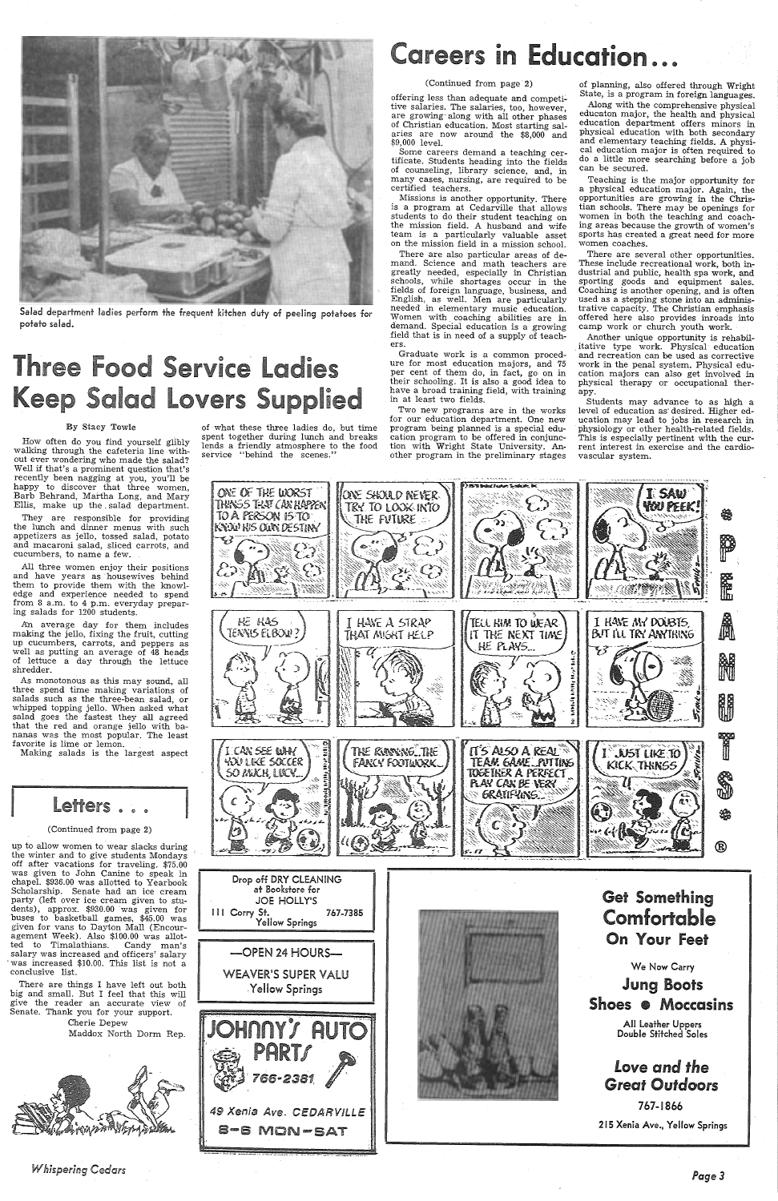Salad department ladies perform the frequent kitchen duty of peeling potatoes for potato salad.

# Three Food Service Ladies Keep Salad Lovers Supplied

By Stacy Towle

How often do you find yourself glibly walking through the cafeteria line without ever wondering who made the salad? Well if that's a prominent question that's recently been nagging at you, you'll be happy to discover that three women, Barb Behrand, Martha Long, and Mary Ellis, make up the salad department.

They are responsible for providing the lunch and dinner menus with such appetizers as jello, tossed salad, potato and macaroni salad, sliced carrots, and cucumbers, to name a few.

All three women enjoy their positions and have years as housewives behind them to provide them with the knowledge and experience needed to spend from 8 a.m. to 4 p.m. everyday preparing salads for 1200 students.

An average day for them includes making the jello, fixing the fruit, cutting up cucumbers, carrots, and peppers as well as putting an average of 48 heads of lettuce a day through the lettuce shredder.

As monotonous as this may sound, all three spend time making variations of salads such as the three-bean salad, or whipped topping jello. When asked what salad goes the fastest they all agreed that the red and orange jello with bananas was the most popular. The least favorite is lime or lemon.

Making salads is the largest aspect of what these three ladies do, but time spent together during lunch and breaks lends a friendly atmosphere to the food service "behind the scenes."

# Careers in Education...

(Continued from page 2)

offering less than adequate and competitive salaries. The salaries, too, however, are growing along with all other phases of Christian education. Most starting salaries are now around the $8,000 and $9,000 level.

Some careers demand a teaching certificate. Students heading into the fields of counseling, library science, and, in many cases, nursing, are required to be certified teachers.

Missions is another opportunity. There is a program at Cedarville that allows students to do their student teaching on the mission field. A husband and wife team is a particularly valuable asset on the mission field in a mission school.

There are also particular areas of demand. Science and math teachers are greatly needed, especially in Christian schools, while shortages occur in the fields of foreign language, business, and English, as well. Men are particularly needed in elementary music education. Women with coaching abilities are in demand. Special education is a growing field that is in need of a supply of teachers.

Graduate work is a common procedure for most education majors, and 75 per cent of them do, in fact, go on in their schooling. It is also a good idea to have a broad training field, with training in at least two fields.

Two new programs are in the works for our education department. One new program being planned is a special education program to be offered in conjunction with Wright State University. Another program in the preliminary stages of planning, also offered through Wright State, is a program in foreign languages.

Along with the comprehensive physical education major, the health and physical education department offers minors in physical education with both secondary and elementary teaching fields. A physical education major is often required to do a little more searching before a job can be secured.

Teaching is the major opportunity for a physical education major. Again, the opportunities are growing in the Christian schools. There may be openings for women in both the teaching and coaching areas because the growth of women's sports has created a great need for more women coaches.

There are several other opportunities. These include recreational work, both industrial and public, health spa work, and sporting goods and equipment sales. Coaching is another opening, and is often used as a stepping stone into an administrative capacity. The Christian emphasis offered here also provides inroads into camp work or church youth work.

Another unique opportunity is rehabilitative type work. Physical education and recreation can be used as corrective work in the penal system. Physical education majors can also get involved in physical therapy or occupational therapy.

Students may advance to as high a level of education as desired. Higher education may lead to jobs in research in physiology or other health-related fields. This is especially pertinent with the current interest in exercise and the cardiovascular system.

## Letters . . .

(Continued from page 2)

up to allow women to wear slacks during the winter and to give students Mondays off after vacations for traveling. $75.00 was given to John Canine to speak in chapel. $936.00 was allotted to Yearbook Scholarship. Senate had an ice cream party (left over ice cream given to students), approx. $930.00 was given for buses to basketball games, $45.00 was given for vans to Dayton Mall (Encouragement Week). Also $100.00 was allotted to Timalathians. Candy man's salary was increased and officers' salary was increased $10.00. This list is not a conclusive list.

There are things I have left out both big and small. But I feel that this will give the reader an accurate view of Senate. Thank you for your support.

Cherie Depew
Maddox North Dorm Rep.

PEANUTS

Drop off DRY CLEANING at Bookstore for JOE HOLLY'S
111 Corry St. 767-7385
Yellow Springs

—OPEN 24 HOURS—
WEAVER'S SUPER VALU
Yellow Springs

JOHNNY'S AUTO PARTS
766-2381
49 Xenia Ave. CEDARVILLE
8-6 MON-SAT

**Get Something Comfortable On Your Feet**

We Now Carry
**Jung Boots**
**Shoes • Moccasins**
All Leather Uppers
Double Stitched Soles

*Love and the Great Outdoors*
767-1866
215 Xenia Ave., Yellow Springs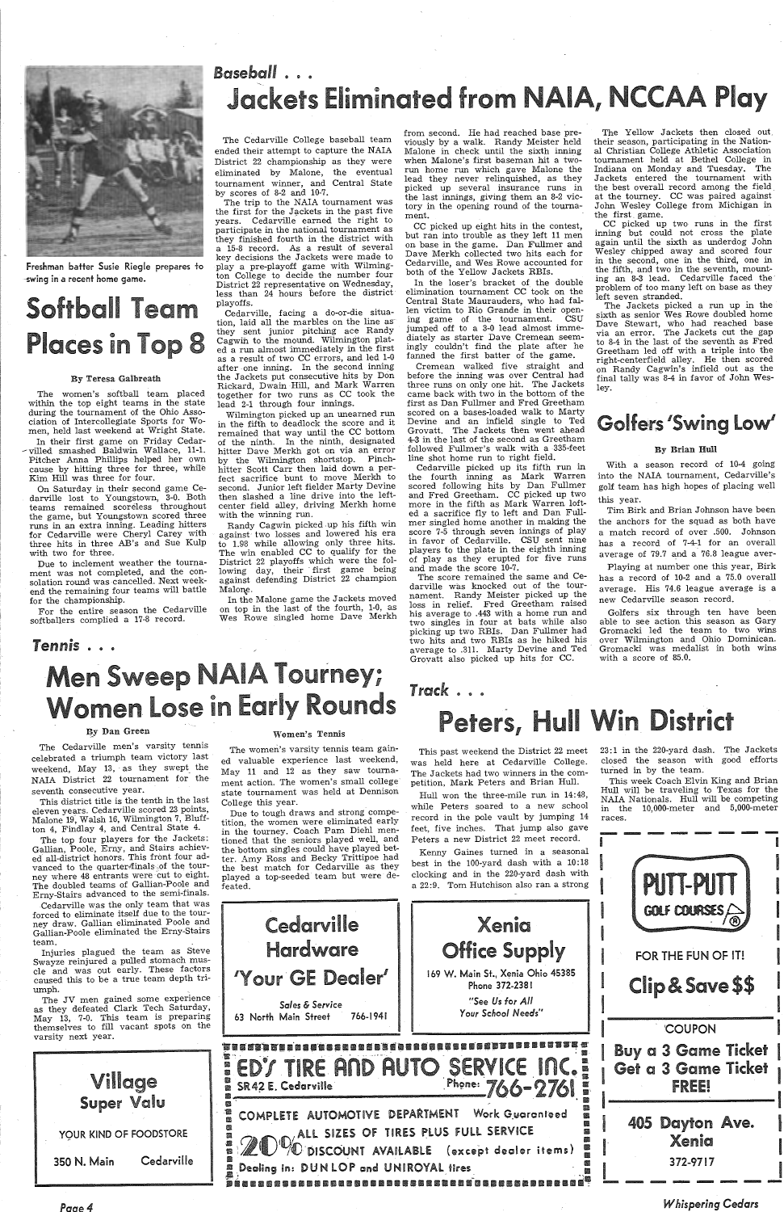Freshman batter Susie Riegle prepares to swing in a recent home game.

# Softball Team Places in Top 8

By Teresa Galbreath

The women's softball team placed within the top eight teams in the state during the tournament of the Ohio Association of Intercollegiate Sports for Women, held last weekend at Wright State.

In their first game on Friday Cedarville smashed Baldwin Wallace, 11-1. Pitcher Anna Phillips helped her own cause by hitting three for three, while Kim Hill was three for four.

On Saturday in their second game Cedarville lost to Youngstown, 3-0. Both teams remained scoreless throughout the game, but Youngstown scored three runs in an extra inning. Leading hitters for Cedarville were Cheryl Carey with three hits in three AB's and Sue Kulp with two for three.

Due to inclement weather the tournament was not completed, and the consolation round was cancelled. Next weekend the remaining four teams will battle for the championship.

For the entire season the Cedarville softballers complied a 17-8 record.

## Baseball . . .

# Jackets Eliminated from NAIA, NCCAA Play

The Cedarville College baseball team ended their attempt to capture the NAIA District 22 championship as they were eliminated by Malone, the eventual tournament winner, and Central State by scores of 8-2 and 10-7.

The trip to the NAIA tournament was the first for the Jackets in the past five years. Cedarville earned the right to participate in the national tournament as they finished fourth in the district with a 15-8 record. As a result of several key decisions the Jackets were made to play a pre-playoff game with Wilmington College to decide the number four District 22 representative on Wednesday, less than 24 hours before the district playoffs.

Cedarville, facing a do-or-die situation, laid all the marbles on the line as they sent junior pitching ace Randy Cagwin to the mound. Wilmington plated a run almost immediately in the first as a result of two CC errors, and led 1-0 after one inning. In the second inning the Jackets put consecutive hits by Don Rickard, Dwain Hill, and Mark Warren together for two runs as CC took the lead 2-1 through four innings.

Wilmington picked up an unearned run in the fifth to deadlock the score and it remained that way until the CC bottom of the ninth. In the ninth, designated hitter Dave Merkh got on via an error by the Wilmington shortstop. Pinch-hitter Scott Carr then laid down a perfect sacrifice bunt to move Merkh to second. Junior left fielder Marty Devine then slashed a line drive into the left-center field alley, driving Merkh home with the winning run.

Randy Cagwin picked up his fifth win against two losses and lowered his era to 1.98 while allowing only three hits. The win enabled CC to qualify for the District 22 playoffs which were the following day, their first game being against defending District 22 champion Malone.

In the Malone game the Jackets moved on top in the last of the fourth, 1-0, as Wes Rowe singled home Dave Merkh from second. He had reached base previously by a walk. Randy Meister held Malone in check until the sixth inning when Malone's first baseman hit a two-run home run which gave Malone the lead they never relinquished, as they picked up several insurance runs in the last innings, giving them an 8-2 victory in the opening round of the tournament.

CC picked up eight hits in the contest, but ran into trouble as they left 11 men on base in the game. Dan Fullmer and Dave Merkh collected two hits each for Cedarville, and Wes Rowe accounted for both of the Yellow Jackets RBIs.

In the loser's bracket of the double elimination tournament CC took on the Central State Maurauders, who had fallen victim to Rio Grande in their opening game of the tournament. CSU jumped off to a 3-0 lead almost immediately as starter Dave Cremean seemingly couldn't find the plate after he fanned the first batter of the game.

Cremean walked five straight and before the inning was over Central had three runs on only one hit. The Jackets came back with two in the bottom of the first as Dan Fullmer and Fred Greetham scored on a bases-loaded walk to Marty Devine and an infield single to Ted Grovatt. The Jackets then went ahead 4-3 in the last of the second as Greetham followed Fullmer's walk with a 335-feet line shot home run to right field.

Cedarville picked up its fifth run in the fourth inning as Mark Warren scored following hits by Dan Fullmer and Fred Greetham. CC picked up two more in the fifth as Mark Warren lofted a sacrifice fly to left and Dan Fullmer singled home another in making the score 7-5 through seven innings of play in favor of Cedarville. CSU sent nine players to the plate in the eighth inning of play as they erupted for five runs and made the score 10-7.

The score remained the same and Cedarville was knocked out of the tournament. Randy Meister picked up the loss in relief. Fred Greetham raised his average to .443 with a home run and two singles in four at bats while also picking up two RBIs. Dan Fullmer had two hits and two RBIs as he hiked his average to .311. Marty Devine and Ted Grovatt also picked up hits for CC.

The Yellow Jackets then closed out their season, participating in the National Christian College Athletic Association tournament held at Bethel College in Indiana on Monday and Tuesday. The Jackets entered the tournament with the best overall record among the field at the tourney. CC was paired against John Wesley College from Michigan in the first game.

CC picked up two runs in the first inning but could not cross the plate again until the sixth as underdog John Wesley chipped away and scored four in the second, one in the third, one in the fifth, and two in the seventh, mounting an 8-3 lead. Cedarville faced the problem of too many left on base as they left seven stranded.

The Jackets picked a run up in the sixth as senior Wes Rowe doubled home Dave Stewart, who had reached base via an error. The Jackets cut the gap to 8-4 in the last of the seventh as Fred Greetham led off with a triple into the right-centerfield alley. He then scored on Randy Cagwin's infield out as the final tally was 8-4 in favor of John Wesley.

# Golfers 'Swing Low'

By Brian Hull

With a season record of 10-4 going into the NAIA tournament, Cedarville's golf team has high hopes of placing well this year.

Tim Birk and Brian Johnson have been the anchors for the squad as both have a match record of over .500. Johnson has a record of 7-4-1 for an overall average of 79.7 and a 76.8 league average.

Playing at number one this year, Birk has a record of 10-2 and a 75.0 overall average. His 74.6 league average is a new Cedarville season record.

Golfers six through ten have been able to see action this season as Gary Gromacki led the team to two wins over Wilmington and Ohio Dominican. Gromacki was medalist in both wins with a score of 85.0.

## Tennis . . .

# Men Sweep NAIA Tourney; Women Lose in Early Rounds

By Dan Green

The Cedarville men's varsity tennis celebrated a triumph team victory last weekend, May 13, as they swept the NAIA District 22 tournament for the seventh consecutive year.

This district title is the tenth in the last eleven years. Cedarville scored 23 points, Malone 19, Walsh 16, Wilmington 7, Bluffton 4, Findlay 4, and Central State 4.

The top four players for the Jackets: Gallian, Poole, Erny, and Stairs achieved all-district honors. This front four advanced to the quarter-finals of the tourney where 48 entrants were cut to eight. The doubled teams of Gallian-Poole and Erny-Stairs advanced to the semi-finals.

Cedarville was the only team that was forced to eliminate itself due to the tourney draw. Gallian eliminated Poole and Gallian-Poole eliminated the Erny-Stairs team.

Injuries plagued the team as Steve Swayze reinjured a pulled stomach muscle and was out early. These factors caused this to be a true team depth triumph.

The JV men gained some experience as they defeated Clark Tech Saturday, May 13, 7-0. This team is preparing themselves to fill vacant spots on the varsity next year.

### Women's Tennis

The women's varsity tennis team gained valuable experience last weekend, May 11 and 12 as they saw tournament action. The women's small college state tournament was held at Dennison College this year.

Due to tough draws and strong competition, the women were eliminated early in the tourney. Coach Pam Diehl mentioned that the seniors played well, and the bottom singles could have played better. Amy Ross and Becky Trittipoe had the best match for Cedarville as they played a top-seeded team but were defeated.

## Track . . .

# Peters, Hull Win District

This past weekend the District 22 meet was held here at Cedarville College. The Jackets had two winners in the competition, Mark Peters and Brian Hull.

Hull won the three-mile run in 14:48, while Peters soared to a new school record in the pole vault by jumping 14 feet, five inches. That jump also gave Peters a new District 22 meet record.

Kenny Gaines turned in a seasonal best in the 100-yard dash with a 10:18 clocking and in the 220-yard dash with a 22:9. Tom Hutchison also ran a strong 23:1 in the 220-yard dash. The Jackets closed the season with good efforts turned in by the team.

This week Coach Elvin King and Brian Hull will be traveling to Texas for the NAIA Nationals. Hull will be competing in the 10,000-meter and 5,000-meter races.

---

**Village Super Valu**
YOUR KIND OF FOODSTORE
350 N. Main — Cedarville

**Cedarville Hardware**
**'Your GE Dealer'**
Sales & Service
63 North Main Street — 766-1941

**Xenia Office Supply**
169 W. Main St., Xenia Ohio 45385
Phone 372-2381
"See Us for All Your School Needs"

**ED'S TIRE AND AUTO SERVICE INC.**
SR 42 E. Cedarville — Phone: 766-2761
COMPLETE AUTOMOTIVE DEPARTMENT — Work Guaranteed
ALL SIZES OF TIRES PLUS FULL SERVICE
20% DISCOUNT AVAILABLE (except dealer items)
Dealing in: DUNLOP and UNIROYAL tires

**PUTT-PUTT GOLF COURSES**
FOR THE FUN OF IT!
**Clip & Save $$**
COUPON
**Buy a 3 Game Ticket Get a 3 Game Ticket FREE!**
**405 Dayton Ave. Xenia**
372-9717